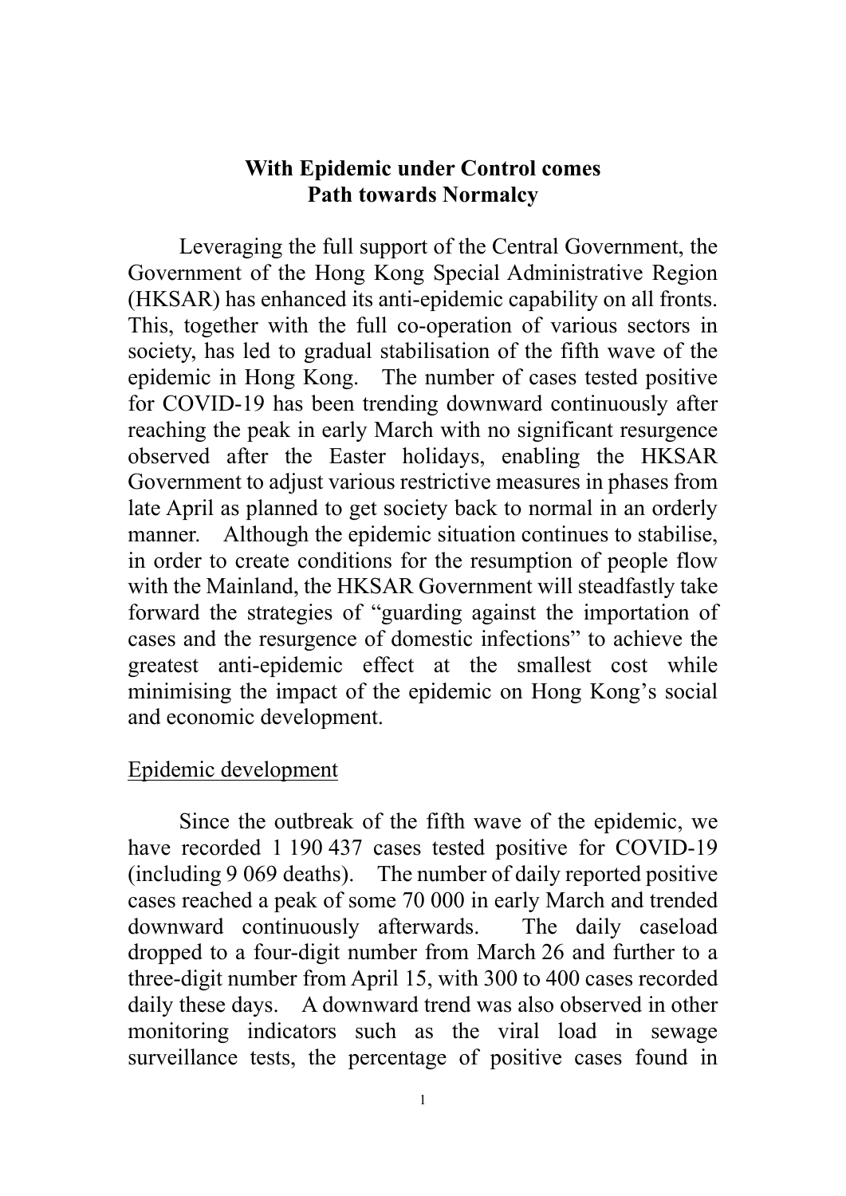# With Epidemic under Control comes Path towards Normalcy

Leveraging the full support of the Central Government, the Government of the Hong Kong Special Administrative Region (HKSAR) has enhanced its anti-epidemic capability on all fronts. This, together with the full co-operation of various sectors in society, has led to gradual stabilisation of the fifth wave of the epidemic in Hong Kong. The number of cases tested positive for COVID-19 has been trending downward continuously after reaching the peak in early March with no significant resurgence observed after the Easter holidays, enabling the HKSAR Government to adjust various restrictive measures in phases from late April as planned to get society back to normal in an orderly manner. Although the epidemic situation continues to stabilise, in order to create conditions for the resumption of people flow with the Mainland, the HKSAR Government will steadfastly take forward the strategies of "guarding against the importation of cases and the resurgence of domestic infections" to achieve the greatest anti-epidemic effect at the smallest cost while minimising the impact of the epidemic on Hong Kong's social and economic development.

## Epidemic development

Since the outbreak of the fifth wave of the epidemic, we have recorded 1 190 437 cases tested positive for COVID-19 (including 9 069 deaths). The number of daily reported positive cases reached a peak of some 70 000 in early March and trended downward continuously afterwards. The daily caseload dropped to a four-digit number from March 26 and further to a three-digit number from April 15, with 300 to 400 cases recorded daily these days. A downward trend was also observed in other monitoring indicators such as the viral load in sewage surveillance tests, the percentage of positive cases found in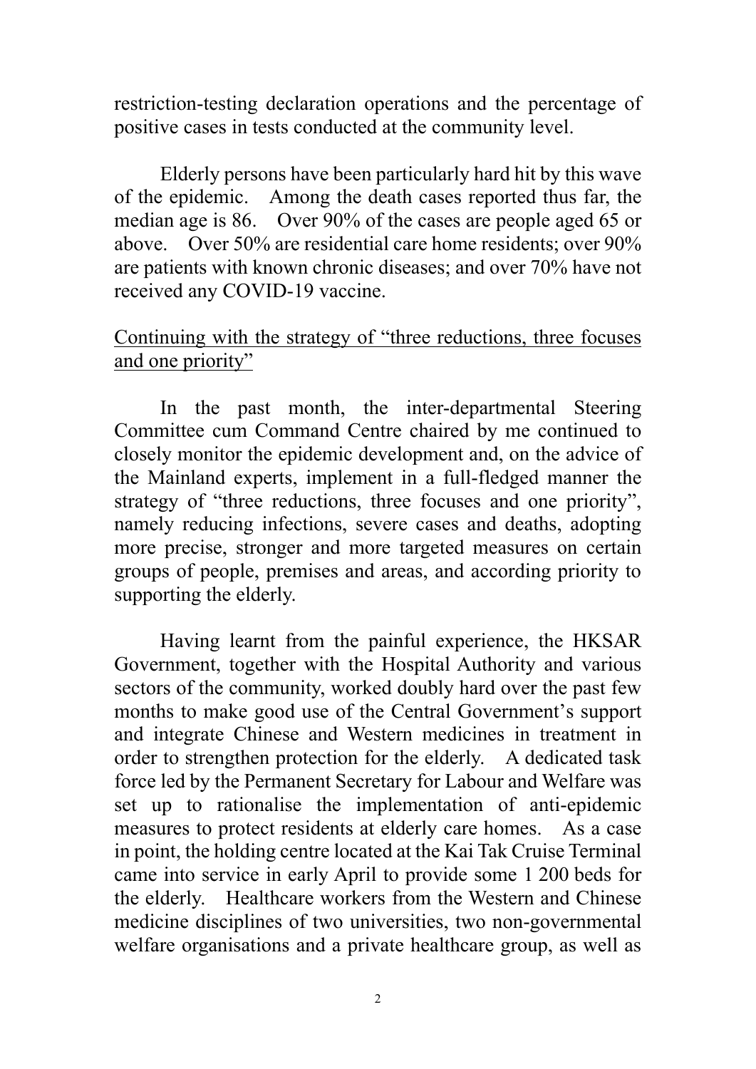restriction-testing declaration operations and the percentage of positive cases in tests conducted at the community level.

Elderly persons have been particularly hard hit by this wave of the epidemic. Among the death cases reported thus far, the median age is 86. Over 90% of the cases are people aged 65 or above. Over 50% are residential care home residents; over 90% are patients with known chronic diseases; and over 70% have not received any COVID-19 vaccine.

<u>Continuing with the strategy of "three reductions, three focuses and one priority"</u>

In the past month, the inter-departmental Steering Committee cum Command Centre chaired by me continued to closely monitor the epidemic development and, on the advice of the Mainland experts, implement in a full-fledged manner the strategy of "three reductions, three focuses and one priority", namely reducing infections, severe cases and deaths, adopting more precise, stronger and more targeted measures on certain groups of people, premises and areas, and according priority to supporting the elderly.

Having learnt from the painful experience, the HKSAR Government, together with the Hospital Authority and various sectors of the community, worked doubly hard over the past few months to make good use of the Central Government's support and integrate Chinese and Western medicines in treatment in order to strengthen protection for the elderly. A dedicated task force led by the Permanent Secretary for Labour and Welfare was set up to rationalise the implementation of anti-epidemic measures to protect residents at elderly care homes. As a case in point, the holding centre located at the Kai Tak Cruise Terminal came into service in early April to provide some 1 200 beds for the elderly. Healthcare workers from the Western and Chinese medicine disciplines of two universities, two non-governmental welfare organisations and a private healthcare group, as well as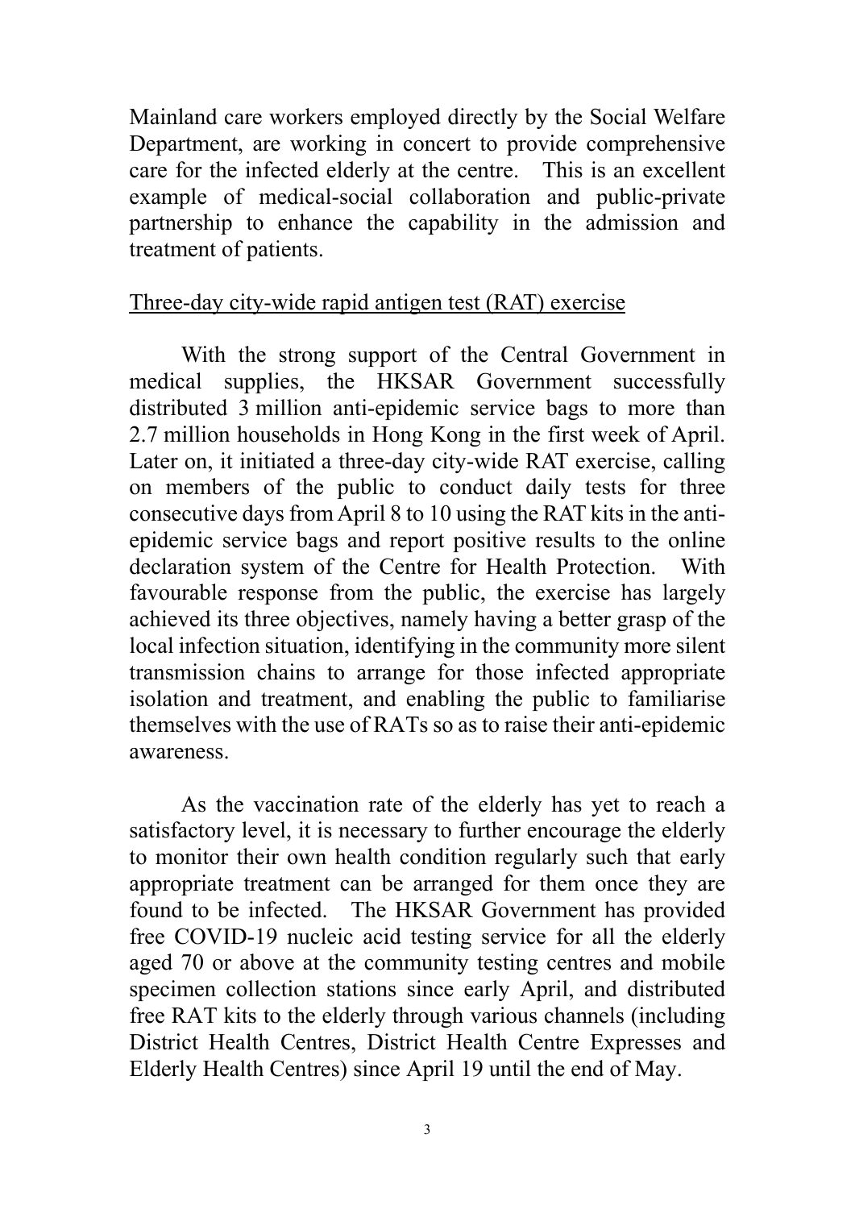Mainland care workers employed directly by the Social Welfare Department, are working in concert to provide comprehensive care for the infected elderly at the centre. This is an excellent example of medical-social collaboration and public-private partnership to enhance the capability in the admission and treatment of patients.

<u>Three-day city-wide rapid antigen test (RAT) exercise</u>

With the strong support of the Central Government in medical supplies, the HKSAR Government successfully distributed 3 million anti-epidemic service bags to more than 2.7 million households in Hong Kong in the first week of April. Later on, it initiated a three-day city-wide RAT exercise, calling on members of the public to conduct daily tests for three consecutive days from April 8 to 10 using the RAT kits in the anti-epidemic service bags and report positive results to the online declaration system of the Centre for Health Protection. With favourable response from the public, the exercise has largely achieved its three objectives, namely having a better grasp of the local infection situation, identifying in the community more silent transmission chains to arrange for those infected appropriate isolation and treatment, and enabling the public to familiarise themselves with the use of RATs so as to raise their anti-epidemic awareness.

As the vaccination rate of the elderly has yet to reach a satisfactory level, it is necessary to further encourage the elderly to monitor their own health condition regularly such that early appropriate treatment can be arranged for them once they are found to be infected. The HKSAR Government has provided free COVID-19 nucleic acid testing service for all the elderly aged 70 or above at the community testing centres and mobile specimen collection stations since early April, and distributed free RAT kits to the elderly through various channels (including District Health Centres, District Health Centre Expresses and Elderly Health Centres) since April 19 until the end of May.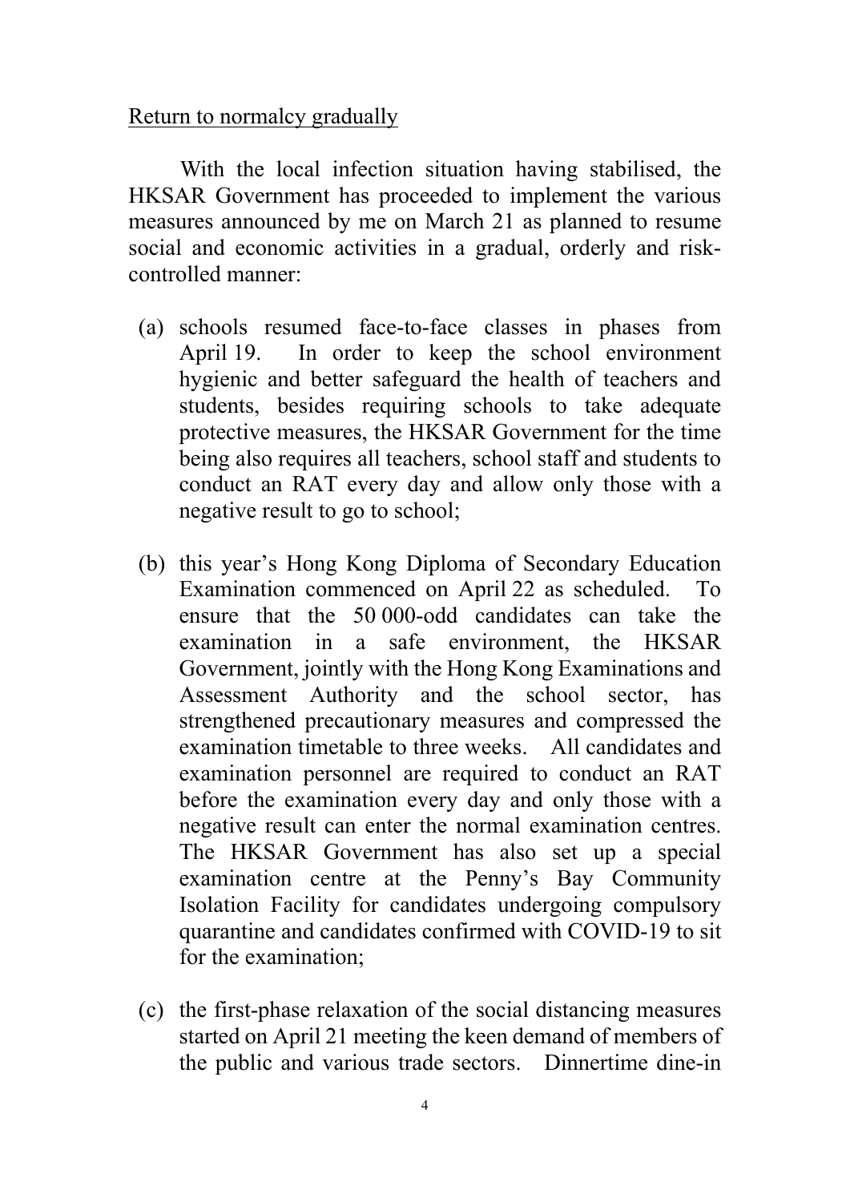Return to normalcy gradually

With the local infection situation having stabilised, the HKSAR Government has proceeded to implement the various measures announced by me on March 21 as planned to resume social and economic activities in a gradual, orderly and risk-controlled manner:

(a) schools resumed face-to-face classes in phases from April 19. In order to keep the school environment hygienic and better safeguard the health of teachers and students, besides requiring schools to take adequate protective measures, the HKSAR Government for the time being also requires all teachers, school staff and students to conduct an RAT every day and allow only those with a negative result to go to school;

(b) this year's Hong Kong Diploma of Secondary Education Examination commenced on April 22 as scheduled. To ensure that the 50 000-odd candidates can take the examination in a safe environment, the HKSAR Government, jointly with the Hong Kong Examinations and Assessment Authority and the school sector, has strengthened precautionary measures and compressed the examination timetable to three weeks. All candidates and examination personnel are required to conduct an RAT before the examination every day and only those with a negative result can enter the normal examination centres. The HKSAR Government has also set up a special examination centre at the Penny's Bay Community Isolation Facility for candidates undergoing compulsory quarantine and candidates confirmed with COVID-19 to sit for the examination;

(c) the first-phase relaxation of the social distancing measures started on April 21 meeting the keen demand of members of the public and various trade sectors. Dinnertime dine-in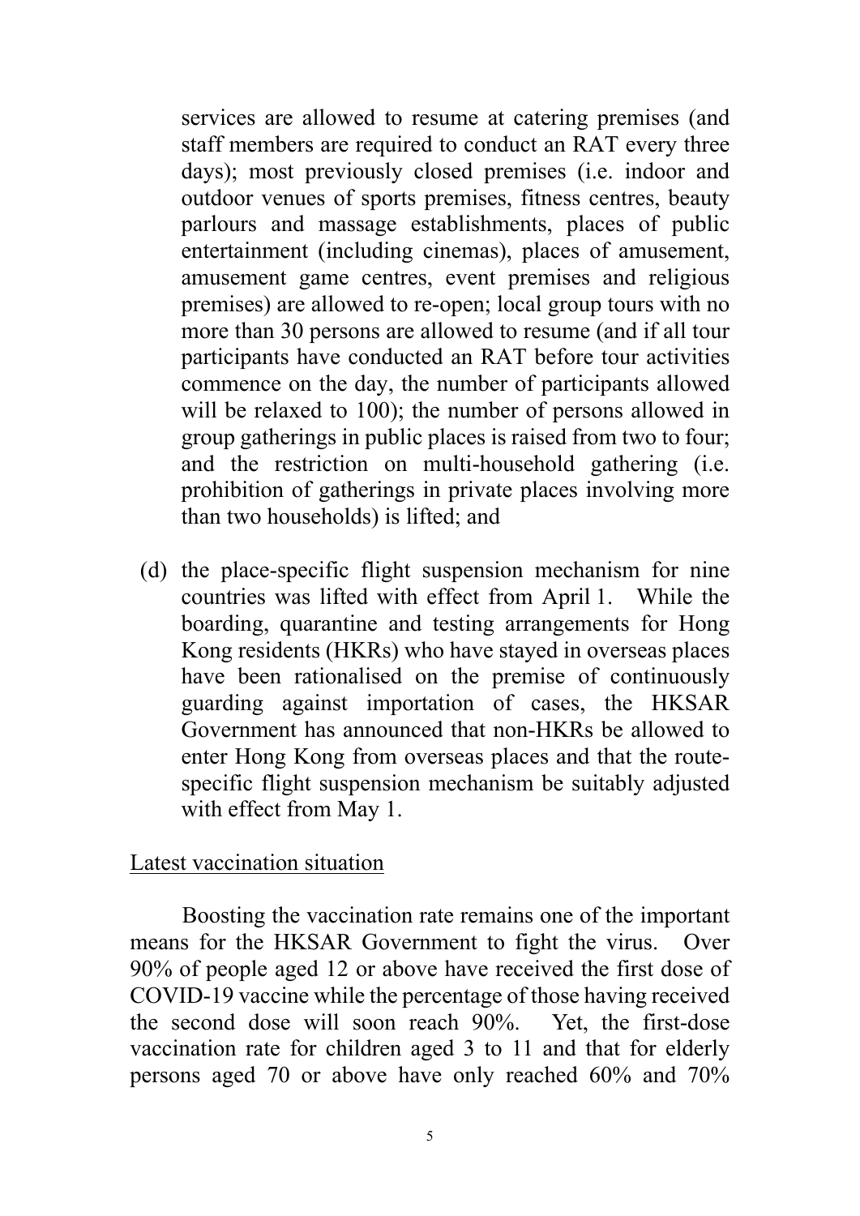services are allowed to resume at catering premises (and staff members are required to conduct an RAT every three days); most previously closed premises (i.e. indoor and outdoor venues of sports premises, fitness centres, beauty parlours and massage establishments, places of public entertainment (including cinemas), places of amusement, amusement game centres, event premises and religious premises) are allowed to re-open; local group tours with no more than 30 persons are allowed to resume (and if all tour participants have conducted an RAT before tour activities commence on the day, the number of participants allowed will be relaxed to 100); the number of persons allowed in group gatherings in public places is raised from two to four; and the restriction on multi-household gathering (i.e. prohibition of gatherings in private places involving more than two households) is lifted; and

(d) the place-specific flight suspension mechanism for nine countries was lifted with effect from April 1. While the boarding, quarantine and testing arrangements for Hong Kong residents (HKRs) who have stayed in overseas places have been rationalised on the premise of continuously guarding against importation of cases, the HKSAR Government has announced that non-HKRs be allowed to enter Hong Kong from overseas places and that the route-specific flight suspension mechanism be suitably adjusted with effect from May 1.

<u>Latest vaccination situation</u>

Boosting the vaccination rate remains one of the important means for the HKSAR Government to fight the virus. Over 90% of people aged 12 or above have received the first dose of COVID-19 vaccine while the percentage of those having received the second dose will soon reach 90%. Yet, the first-dose vaccination rate for children aged 3 to 11 and that for elderly persons aged 70 or above have only reached 60% and 70%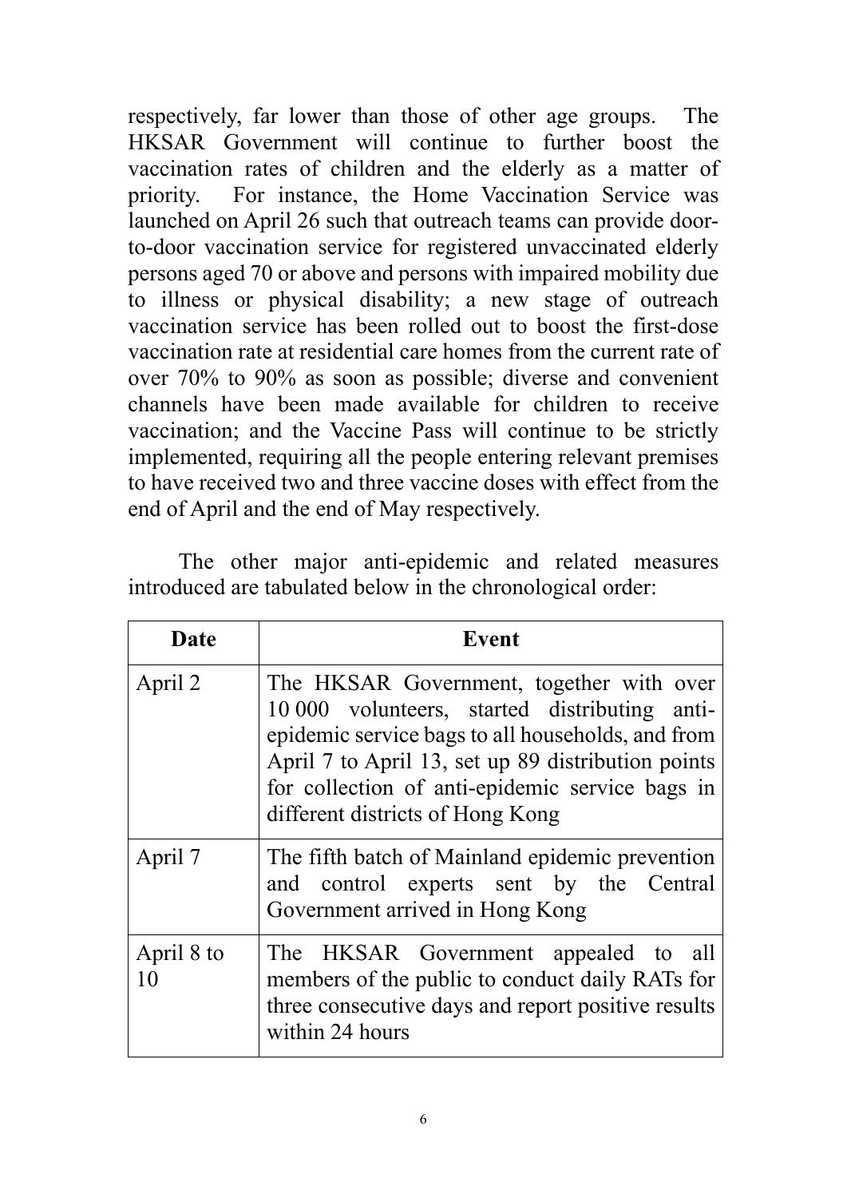respectively, far lower than those of other age groups. The HKSAR Government will continue to further boost the vaccination rates of children and the elderly as a matter of priority. For instance, the Home Vaccination Service was launched on April 26 such that outreach teams can provide door-to-door vaccination service for registered unvaccinated elderly persons aged 70 or above and persons with impaired mobility due to illness or physical disability; a new stage of outreach vaccination service has been rolled out to boost the first-dose vaccination rate at residential care homes from the current rate of over 70% to 90% as soon as possible; diverse and convenient channels have been made available for children to receive vaccination; and the Vaccine Pass will continue to be strictly implemented, requiring all the people entering relevant premises to have received two and three vaccine doses with effect from the end of April and the end of May respectively.

The other major anti-epidemic and related measures introduced are tabulated below in the chronological order:

| Date | Event |
| --- | --- |
| April 2 | The HKSAR Government, together with over 10 000 volunteers, started distributing anti-epidemic service bags to all households, and from April 7 to April 13, set up 89 distribution points for collection of anti-epidemic service bags in different districts of Hong Kong |
| April 7 | The fifth batch of Mainland epidemic prevention and control experts sent by the Central Government arrived in Hong Kong |
| April 8 to 10 | The HKSAR Government appealed to all members of the public to conduct daily RATs for three consecutive days and report positive results within 24 hours |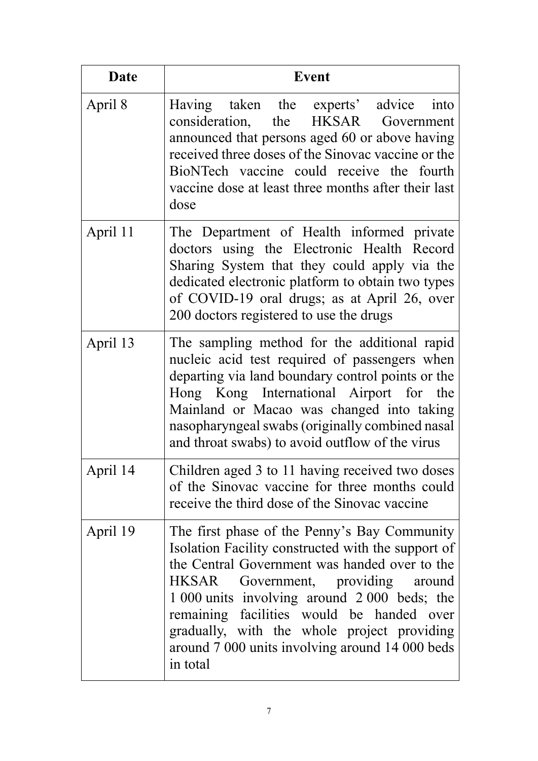| Date | Event |
|---|---|
| April 8 | Having taken the experts' advice into consideration, the HKSAR Government announced that persons aged 60 or above having received three doses of the Sinovac vaccine or the BioNTech vaccine could receive the fourth vaccine dose at least three months after their last dose |
| April 11 | The Department of Health informed private doctors using the Electronic Health Record Sharing System that they could apply via the dedicated electronic platform to obtain two types of COVID-19 oral drugs; as at April 26, over 200 doctors registered to use the drugs |
| April 13 | The sampling method for the additional rapid nucleic acid test required of passengers when departing via land boundary control points or the Hong Kong International Airport for the Mainland or Macao was changed into taking nasopharyngeal swabs (originally combined nasal and throat swabs) to avoid outflow of the virus |
| April 14 | Children aged 3 to 11 having received two doses of the Sinovac vaccine for three months could receive the third dose of the Sinovac vaccine |
| April 19 | The first phase of the Penny's Bay Community Isolation Facility constructed with the support of the Central Government was handed over to the HKSAR Government, providing around 1 000 units involving around 2 000 beds; the remaining facilities would be handed over gradually, with the whole project providing around 7 000 units involving around 14 000 beds in total |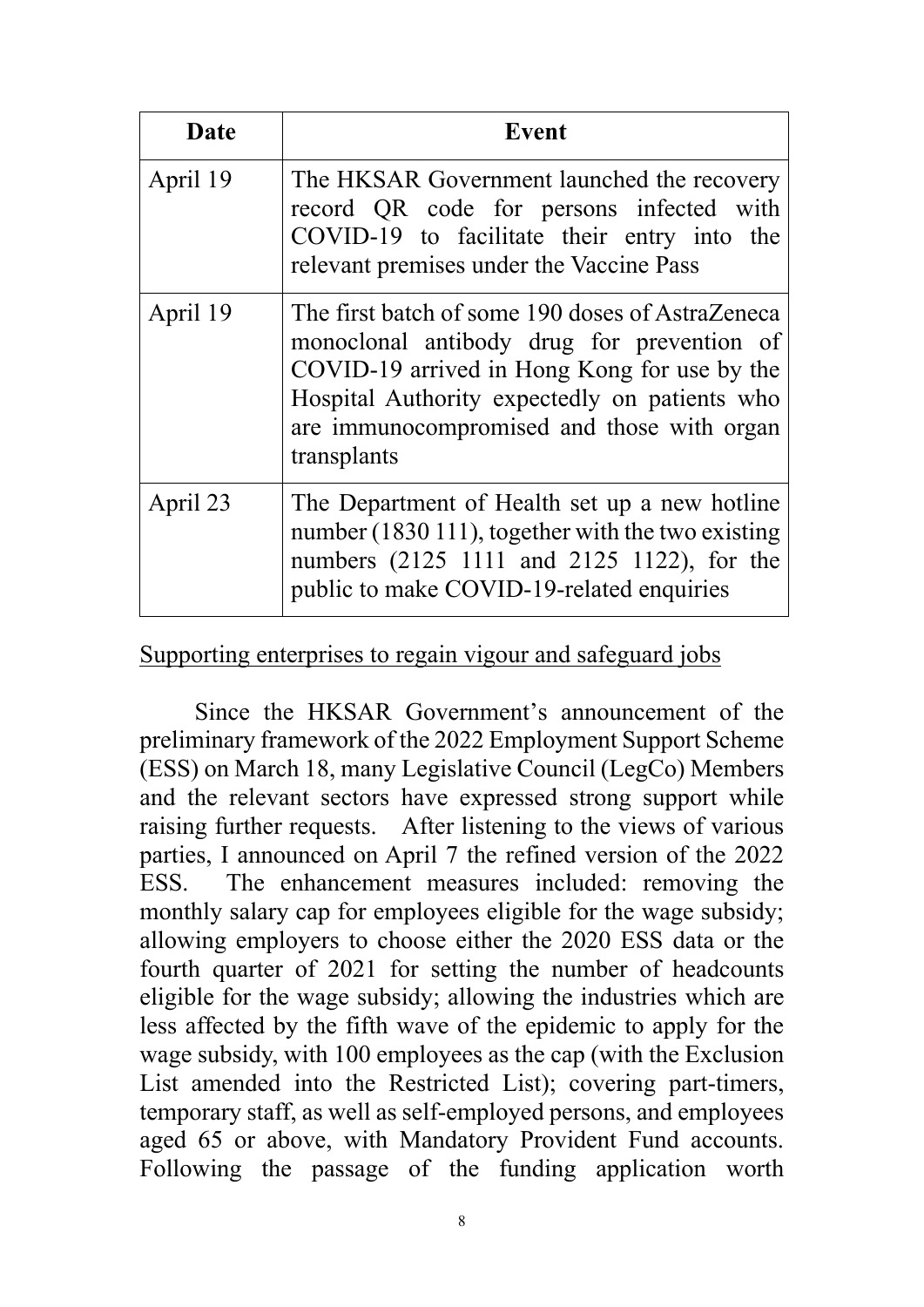| Date | Event |
|---|---|
| April 19 | The HKSAR Government launched the recovery record QR code for persons infected with COVID-19 to facilitate their entry into the relevant premises under the Vaccine Pass |
| April 19 | The first batch of some 190 doses of AstraZeneca monoclonal antibody drug for prevention of COVID-19 arrived in Hong Kong for use by the Hospital Authority expectedly on patients who are immunocompromised and those with organ transplants |
| April 23 | The Department of Health set up a new hotline number (1830 111), together with the two existing numbers (2125 1111 and 2125 1122), for the public to make COVID-19-related enquiries |

Supporting enterprises to regain vigour and safeguard jobs

Since the HKSAR Government's announcement of the preliminary framework of the 2022 Employment Support Scheme (ESS) on March 18, many Legislative Council (LegCo) Members and the relevant sectors have expressed strong support while raising further requests. After listening to the views of various parties, I announced on April 7 the refined version of the 2022 ESS. The enhancement measures included: removing the monthly salary cap for employees eligible for the wage subsidy; allowing employers to choose either the 2020 ESS data or the fourth quarter of 2021 for setting the number of headcounts eligible for the wage subsidy; allowing the industries which are less affected by the fifth wave of the epidemic to apply for the wage subsidy, with 100 employees as the cap (with the Exclusion List amended into the Restricted List); covering part-timers, temporary staff, as well as self-employed persons, and employees aged 65 or above, with Mandatory Provident Fund accounts. Following the passage of the funding application worth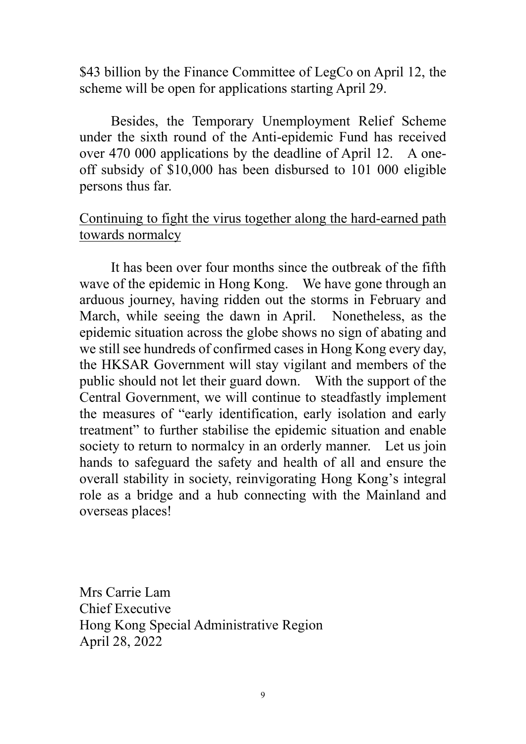$43 billion by the Finance Committee of LegCo on April 12, the scheme will be open for applications starting April 29.

Besides, the Temporary Unemployment Relief Scheme under the sixth round of the Anti-epidemic Fund has received over 470 000 applications by the deadline of April 12. A one-off subsidy of $10,000 has been disbursed to 101 000 eligible persons thus far.

<u>Continuing to fight the virus together along the hard-earned path towards normalcy</u>

It has been over four months since the outbreak of the fifth wave of the epidemic in Hong Kong. We have gone through an arduous journey, having ridden out the storms in February and March, while seeing the dawn in April. Nonetheless, as the epidemic situation across the globe shows no sign of abating and we still see hundreds of confirmed cases in Hong Kong every day, the HKSAR Government will stay vigilant and members of the public should not let their guard down. With the support of the Central Government, we will continue to steadfastly implement the measures of "early identification, early isolation and early treatment" to further stabilise the epidemic situation and enable society to return to normalcy in an orderly manner. Let us join hands to safeguard the safety and health of all and ensure the overall stability in society, reinvigorating Hong Kong's integral role as a bridge and a hub connecting with the Mainland and overseas places!

Mrs Carrie Lam
Chief Executive
Hong Kong Special Administrative Region
April 28, 2022